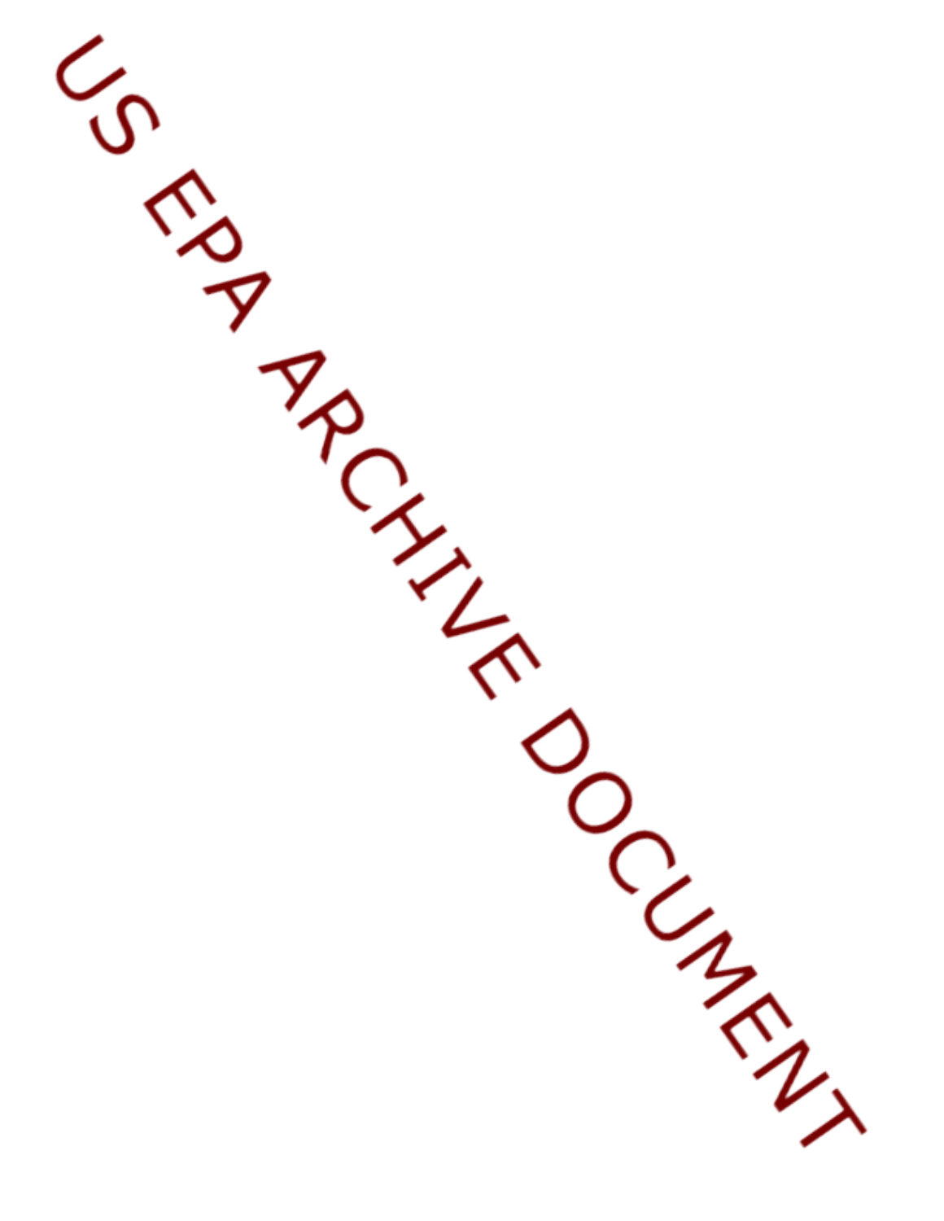US EPA ARCHIVE DOCUMENT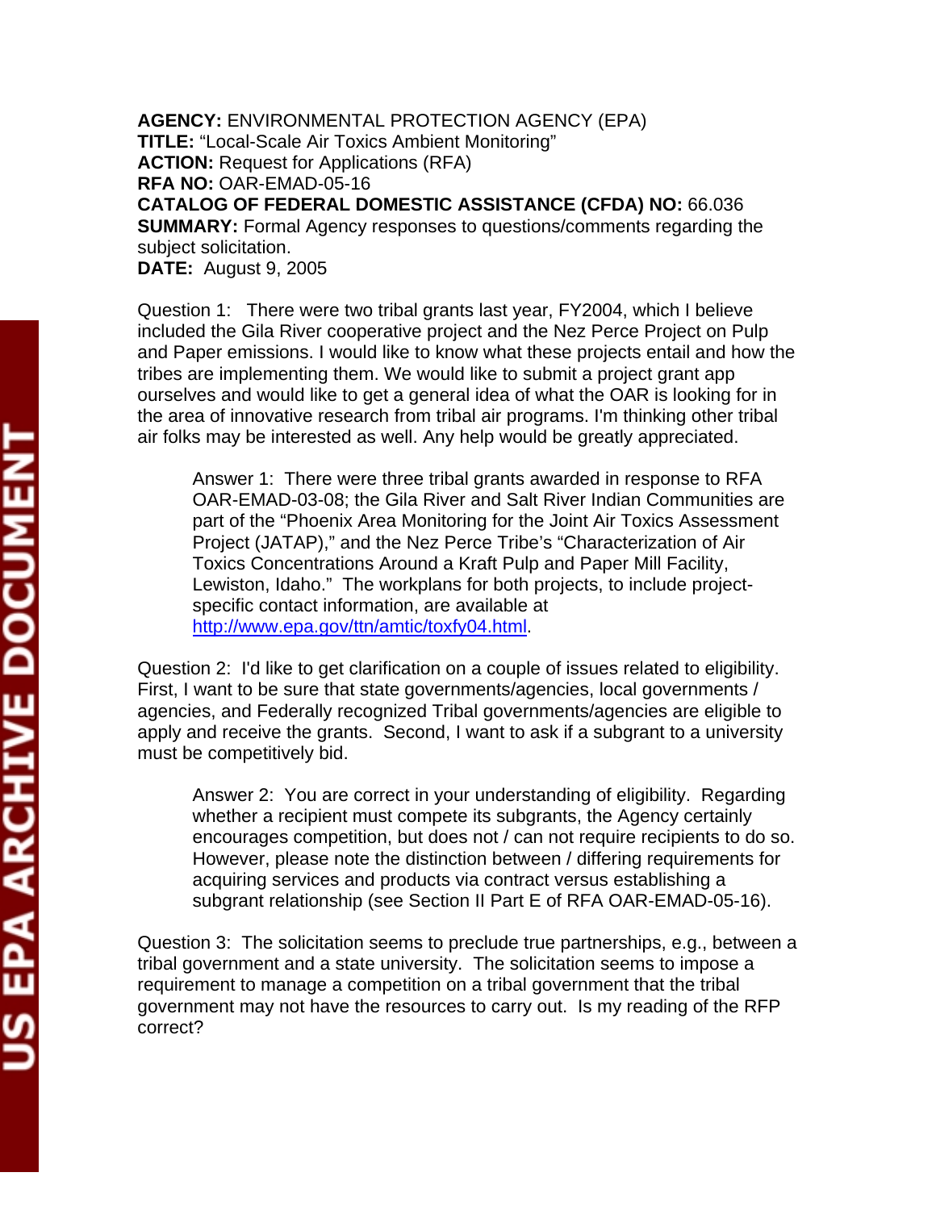**AGENCY:** ENVIRONMENTAL PROTECTION AGENCY (EPA)
**TITLE:** "Local-Scale Air Toxics Ambient Monitoring"
**ACTION:** Request for Applications (RFA)
**RFA NO:** OAR-EMAD-05-16
**CATALOG OF FEDERAL DOMESTIC ASSISTANCE (CFDA) NO:** 66.036
**SUMMARY:** Formal Agency responses to questions/comments regarding the subject solicitation.
**DATE:** August 9, 2005

Question 1: There were two tribal grants last year, FY2004, which I believe included the Gila River cooperative project and the Nez Perce Project on Pulp and Paper emissions. I would like to know what these projects entail and how the tribes are implementing them. We would like to submit a project grant app ourselves and would like to get a general idea of what the OAR is looking for in the area of innovative research from tribal air programs. I'm thinking other tribal air folks may be interested as well. Any help would be greatly appreciated.

> Answer 1: There were three tribal grants awarded in response to RFA OAR-EMAD-03-08; the Gila River and Salt River Indian Communities are part of the "Phoenix Area Monitoring for the Joint Air Toxics Assessment Project (JATAP)," and the Nez Perce Tribe's "Characterization of Air Toxics Concentrations Around a Kraft Pulp and Paper Mill Facility, Lewiston, Idaho." The workplans for both projects, to include project-specific contact information, are available at http://www.epa.gov/ttn/amtic/toxfy04.html.

Question 2: I'd like to get clarification on a couple of issues related to eligibility. First, I want to be sure that state governments/agencies, local governments / agencies, and Federally recognized Tribal governments/agencies are eligible to apply and receive the grants. Second, I want to ask if a subgrant to a university must be competitively bid.

> Answer 2: You are correct in your understanding of eligibility. Regarding whether a recipient must compete its subgrants, the Agency certainly encourages competition, but does not / can not require recipients to do so. However, please note the distinction between / differing requirements for acquiring services and products via contract versus establishing a subgrant relationship (see Section II Part E of RFA OAR-EMAD-05-16).

Question 3: The solicitation seems to preclude true partnerships, e.g., between a tribal government and a state university. The solicitation seems to impose a requirement to manage a competition on a tribal government that the tribal government may not have the resources to carry out. Is my reading of the RFP correct?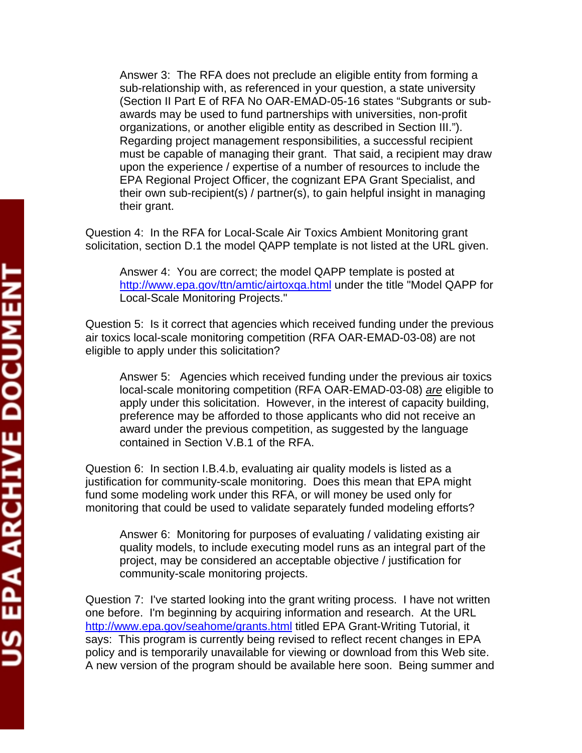Answer 3: The RFA does not preclude an eligible entity from forming a sub-relationship with, as referenced in your question, a state university (Section II Part E of RFA No OAR-EMAD-05-16 states "Subgrants or sub-awards may be used to fund partnerships with universities, non-profit organizations, or another eligible entity as described in Section III."). Regarding project management responsibilities, a successful recipient must be capable of managing their grant. That said, a recipient may draw upon the experience / expertise of a number of resources to include the EPA Regional Project Officer, the cognizant EPA Grant Specialist, and their own sub-recipient(s) / partner(s), to gain helpful insight in managing their grant.

Question 4: In the RFA for Local-Scale Air Toxics Ambient Monitoring grant solicitation, section D.1 the model QAPP template is not listed at the URL given.

Answer 4: You are correct; the model QAPP template is posted at [http://www.epa.gov/ttn/amtic/airtoxqa.html](http://www.epa.gov/ttn/amtic/airtoxqa.html) under the title "Model QAPP for Local-Scale Monitoring Projects."

Question 5: Is it correct that agencies which received funding under the previous air toxics local-scale monitoring competition (RFA OAR-EMAD-03-08) are not eligible to apply under this solicitation?

Answer 5: Agencies which received funding under the previous air toxics local-scale monitoring competition (RFA OAR-EMAD-03-08) *are* eligible to apply under this solicitation. However, in the interest of capacity building, preference may be afforded to those applicants who did not receive an award under the previous competition, as suggested by the language contained in Section V.B.1 of the RFA.

Question 6: In section I.B.4.b, evaluating air quality models is listed as a justification for community-scale monitoring. Does this mean that EPA might fund some modeling work under this RFA, or will money be used only for monitoring that could be used to validate separately funded modeling efforts?

Answer 6: Monitoring for purposes of evaluating / validating existing air quality models, to include executing model runs as an integral part of the project, may be considered an acceptable objective / justification for community-scale monitoring projects.

Question 7: I've started looking into the grant writing process. I have not written one before. I'm beginning by acquiring information and research. At the URL [http://www.epa.gov/seahome/grants.html](http://www.epa.gov/seahome/grants.html) titled EPA Grant-Writing Tutorial, it says: This program is currently being revised to reflect recent changes in EPA policy and is temporarily unavailable for viewing or download from this Web site. A new version of the program should be available here soon. Being summer and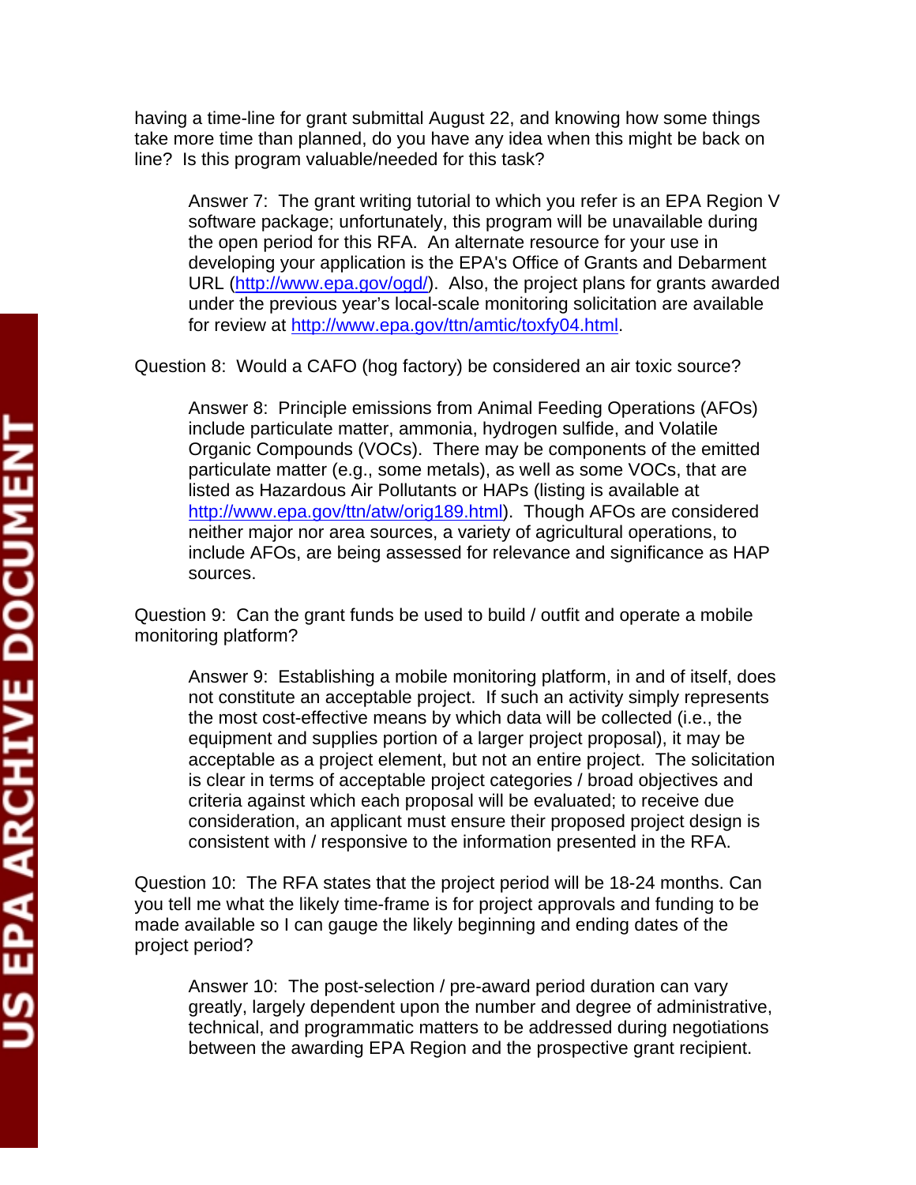having a time-line for grant submittal August 22, and knowing how some things take more time than planned, do you have any idea when this might be back on line? Is this program valuable/needed for this task?

> Answer 7: The grant writing tutorial to which you refer is an EPA Region V software package; unfortunately, this program will be unavailable during the open period for this RFA. An alternate resource for your use in developing your application is the EPA's Office of Grants and Debarment URL (http://www.epa.gov/ogd/). Also, the project plans for grants awarded under the previous year's local-scale monitoring solicitation are available for review at http://www.epa.gov/ttn/amtic/toxfy04.html.

Question 8: Would a CAFO (hog factory) be considered an air toxic source?

> Answer 8: Principle emissions from Animal Feeding Operations (AFOs) include particulate matter, ammonia, hydrogen sulfide, and Volatile Organic Compounds (VOCs). There may be components of the emitted particulate matter (e.g., some metals), as well as some VOCs, that are listed as Hazardous Air Pollutants or HAPs (listing is available at http://www.epa.gov/ttn/atw/orig189.html). Though AFOs are considered neither major nor area sources, a variety of agricultural operations, to include AFOs, are being assessed for relevance and significance as HAP sources.

Question 9: Can the grant funds be used to build / outfit and operate a mobile monitoring platform?

> Answer 9: Establishing a mobile monitoring platform, in and of itself, does not constitute an acceptable project. If such an activity simply represents the most cost-effective means by which data will be collected (i.e., the equipment and supplies portion of a larger project proposal), it may be acceptable as a project element, but not an entire project. The solicitation is clear in terms of acceptable project categories / broad objectives and criteria against which each proposal will be evaluated; to receive due consideration, an applicant must ensure their proposed project design is consistent with / responsive to the information presented in the RFA.

Question 10: The RFA states that the project period will be 18-24 months. Can you tell me what the likely time-frame is for project approvals and funding to be made available so I can gauge the likely beginning and ending dates of the project period?

> Answer 10: The post-selection / pre-award period duration can vary greatly, largely dependent upon the number and degree of administrative, technical, and programmatic matters to be addressed during negotiations between the awarding EPA Region and the prospective grant recipient.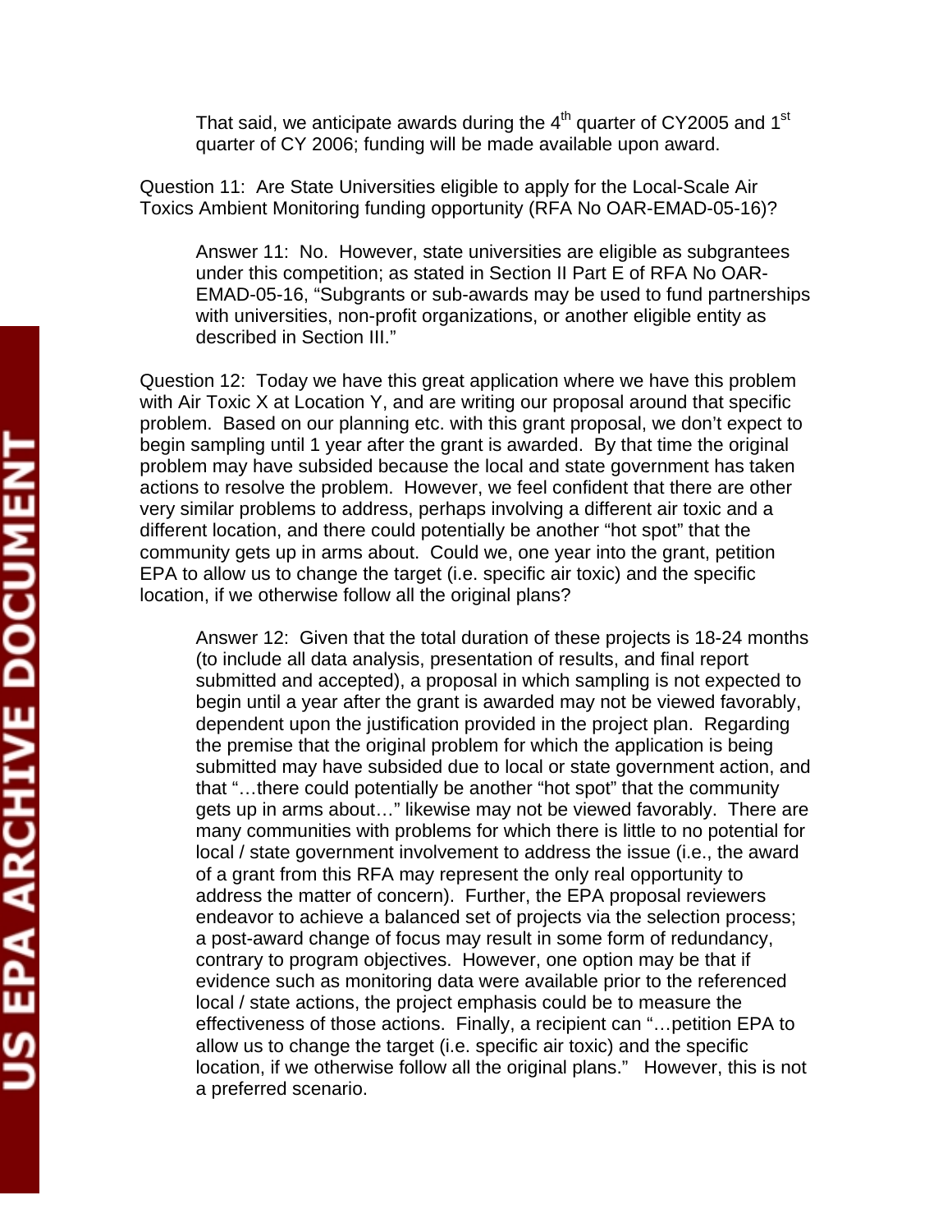That said, we anticipate awards during the 4th quarter of CY2005 and 1st quarter of CY 2006; funding will be made available upon award.

Question 11: Are State Universities eligible to apply for the Local-Scale Air Toxics Ambient Monitoring funding opportunity (RFA No OAR-EMAD-05-16)?

> Answer 11: No. However, state universities are eligible as subgrantees under this competition; as stated in Section II Part E of RFA No OAR-EMAD-05-16, "Subgrants or sub-awards may be used to fund partnerships with universities, non-profit organizations, or another eligible entity as described in Section III."

Question 12: Today we have this great application where we have this problem with Air Toxic X at Location Y, and are writing our proposal around that specific problem. Based on our planning etc. with this grant proposal, we don't expect to begin sampling until 1 year after the grant is awarded. By that time the original problem may have subsided because the local and state government has taken actions to resolve the problem. However, we feel confident that there are other very similar problems to address, perhaps involving a different air toxic and a different location, and there could potentially be another "hot spot" that the community gets up in arms about. Could we, one year into the grant, petition EPA to allow us to change the target (i.e. specific air toxic) and the specific location, if we otherwise follow all the original plans?

> Answer 12: Given that the total duration of these projects is 18-24 months (to include all data analysis, presentation of results, and final report submitted and accepted), a proposal in which sampling is not expected to begin until a year after the grant is awarded may not be viewed favorably, dependent upon the justification provided in the project plan. Regarding the premise that the original problem for which the application is being submitted may have subsided due to local or state government action, and that "…there could potentially be another "hot spot" that the community gets up in arms about…" likewise may not be viewed favorably. There are many communities with problems for which there is little to no potential for local / state government involvement to address the issue (i.e., the award of a grant from this RFA may represent the only real opportunity to address the matter of concern). Further, the EPA proposal reviewers endeavor to achieve a balanced set of projects via the selection process; a post-award change of focus may result in some form of redundancy, contrary to program objectives. However, one option may be that if evidence such as monitoring data were available prior to the referenced local / state actions, the project emphasis could be to measure the effectiveness of those actions. Finally, a recipient can "…petition EPA to allow us to change the target (i.e. specific air toxic) and the specific location, if we otherwise follow all the original plans." However, this is not a preferred scenario.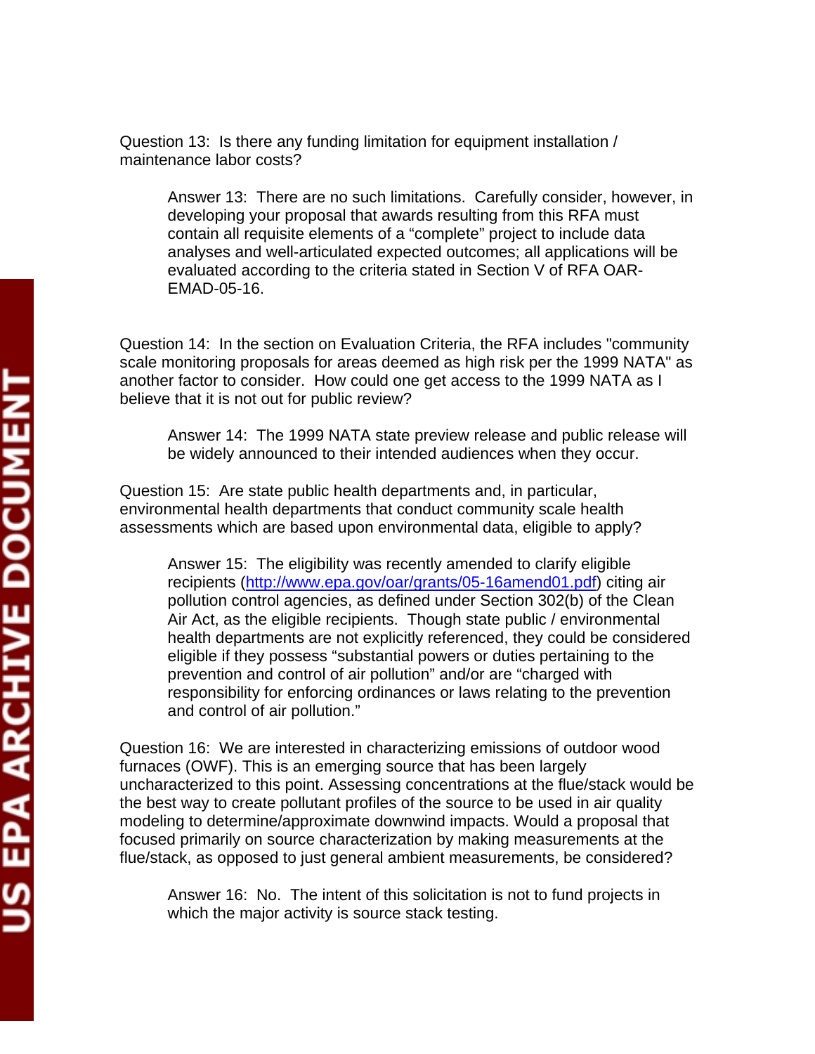Question 13: Is there any funding limitation for equipment installation / maintenance labor costs?

> Answer 13: There are no such limitations. Carefully consider, however, in developing your proposal that awards resulting from this RFA must contain all requisite elements of a "complete" project to include data analyses and well-articulated expected outcomes; all applications will be evaluated according to the criteria stated in Section V of RFA OAR-EMAD-05-16.

Question 14: In the section on Evaluation Criteria, the RFA includes "community scale monitoring proposals for areas deemed as high risk per the 1999 NATA" as another factor to consider. How could one get access to the 1999 NATA as I believe that it is not out for public review?

> Answer 14: The 1999 NATA state preview release and public release will be widely announced to their intended audiences when they occur.

Question 15: Are state public health departments and, in particular, environmental health departments that conduct community scale health assessments which are based upon environmental data, eligible to apply?

> Answer 15: The eligibility was recently amended to clarify eligible recipients (http://www.epa.gov/oar/grants/05-16amend01.pdf) citing air pollution control agencies, as defined under Section 302(b) of the Clean Air Act, as the eligible recipients. Though state public / environmental health departments are not explicitly referenced, they could be considered eligible if they possess "substantial powers or duties pertaining to the prevention and control of air pollution" and/or are "charged with responsibility for enforcing ordinances or laws relating to the prevention and control of air pollution."

Question 16: We are interested in characterizing emissions of outdoor wood furnaces (OWF). This is an emerging source that has been largely uncharacterized to this point. Assessing concentrations at the flue/stack would be the best way to create pollutant profiles of the source to be used in air quality modeling to determine/approximate downwind impacts. Would a proposal that focused primarily on source characterization by making measurements at the flue/stack, as opposed to just general ambient measurements, be considered?

> Answer 16: No. The intent of this solicitation is not to fund projects in which the major activity is source stack testing.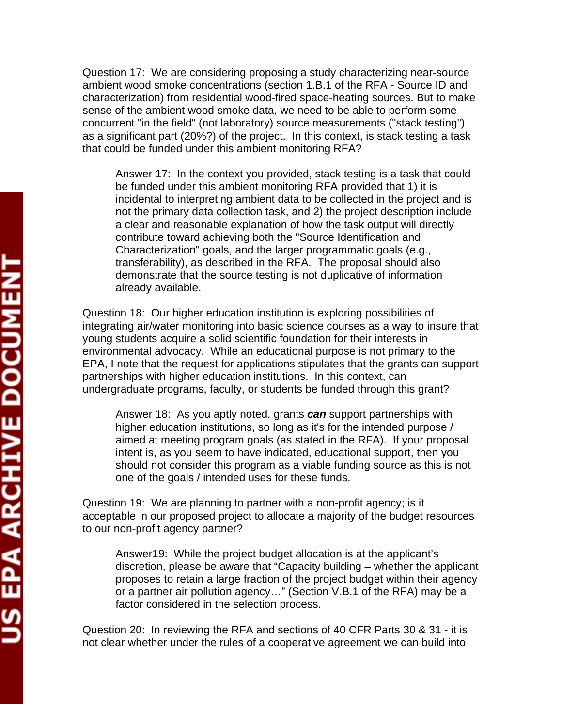Question 17: We are considering proposing a study characterizing near-source ambient wood smoke concentrations (section 1.B.1 of the RFA - Source ID and characterization) from residential wood-fired space-heating sources. But to make sense of the ambient wood smoke data, we need to be able to perform some concurrent "in the field" (not laboratory) source measurements ("stack testing") as a significant part (20%?) of the project. In this context, is stack testing a task that could be funded under this ambient monitoring RFA?

> Answer 17: In the context you provided, stack testing is a task that could be funded under this ambient monitoring RFA provided that 1) it is incidental to interpreting ambient data to be collected in the project and is not the primary data collection task, and 2) the project description include a clear and reasonable explanation of how the task output will directly contribute toward achieving both the "Source Identification and Characterization" goals, and the larger programmatic goals (e.g., transferability), as described in the RFA. The proposal should also demonstrate that the source testing is not duplicative of information already available.

Question 18: Our higher education institution is exploring possibilities of integrating air/water monitoring into basic science courses as a way to insure that young students acquire a solid scientific foundation for their interests in environmental advocacy. While an educational purpose is not primary to the EPA, I note that the request for applications stipulates that the grants can support partnerships with higher education institutions. In this context, can undergraduate programs, faculty, or students be funded through this grant?

> Answer 18: As you aptly noted, grants ***can*** support partnerships with higher education institutions, so long as it's for the intended purpose / aimed at meeting program goals (as stated in the RFA). If your proposal intent is, as you seem to have indicated, educational support, then you should not consider this program as a viable funding source as this is not one of the goals / intended uses for these funds.

Question 19: We are planning to partner with a non-profit agency; is it acceptable in our proposed project to allocate a majority of the budget resources to our non-profit agency partner?

> Answer19: While the project budget allocation is at the applicant's discretion, please be aware that "Capacity building – whether the applicant proposes to retain a large fraction of the project budget within their agency or a partner air pollution agency…" (Section V.B.1 of the RFA) may be a factor considered in the selection process.

Question 20: In reviewing the RFA and sections of 40 CFR Parts 30 & 31 - it is not clear whether under the rules of a cooperative agreement we can build into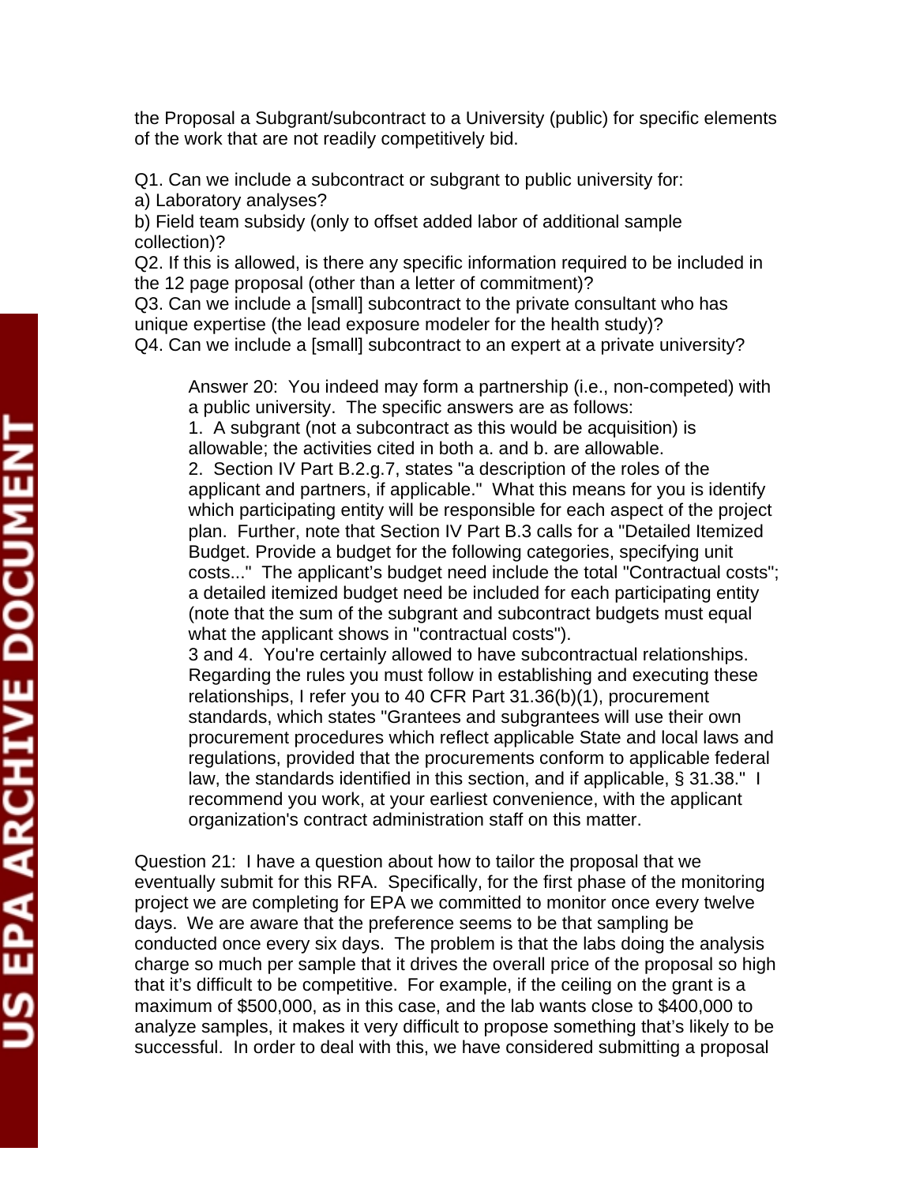the Proposal a Subgrant/subcontract to a University (public) for specific elements of the work that are not readily competitively bid.

Q1. Can we include a subcontract or subgrant to public university for:
a) Laboratory analyses?
b) Field team subsidy (only to offset added labor of additional sample collection)?
Q2. If this is allowed, is there any specific information required to be included in the 12 page proposal (other than a letter of commitment)?
Q3. Can we include a [small] subcontract to the private consultant who has unique expertise (the lead exposure modeler for the health study)?
Q4. Can we include a [small] subcontract to an expert at a private university?

> Answer 20: You indeed may form a partnership (i.e., non-competed) with a public university. The specific answers are as follows:
> 1. A subgrant (not a subcontract as this would be acquisition) is allowable; the activities cited in both a. and b. are allowable.
> 2. Section IV Part B.2.g.7, states "a description of the roles of the applicant and partners, if applicable." What this means for you is identify which participating entity will be responsible for each aspect of the project plan. Further, note that Section IV Part B.3 calls for a "Detailed Itemized Budget. Provide a budget for the following categories, specifying unit costs..." The applicant's budget need include the total "Contractual costs"; a detailed itemized budget need be included for each participating entity (note that the sum of the subgrant and subcontract budgets must equal what the applicant shows in "contractual costs").
> 3 and 4. You're certainly allowed to have subcontractual relationships. Regarding the rules you must follow in establishing and executing these relationships, I refer you to 40 CFR Part 31.36(b)(1), procurement standards, which states "Grantees and subgrantees will use their own procurement procedures which reflect applicable State and local laws and regulations, provided that the procurements conform to applicable federal law, the standards identified in this section, and if applicable, § 31.38." I recommend you work, at your earliest convenience, with the applicant organization's contract administration staff on this matter.

Question 21: I have a question about how to tailor the proposal that we eventually submit for this RFA. Specifically, for the first phase of the monitoring project we are completing for EPA we committed to monitor once every twelve days. We are aware that the preference seems to be that sampling be conducted once every six days. The problem is that the labs doing the analysis charge so much per sample that it drives the overall price of the proposal so high that it's difficult to be competitive. For example, if the ceiling on the grant is a maximum of $500,000, as in this case, and the lab wants close to $400,000 to analyze samples, it makes it very difficult to propose something that's likely to be successful. In order to deal with this, we have considered submitting a proposal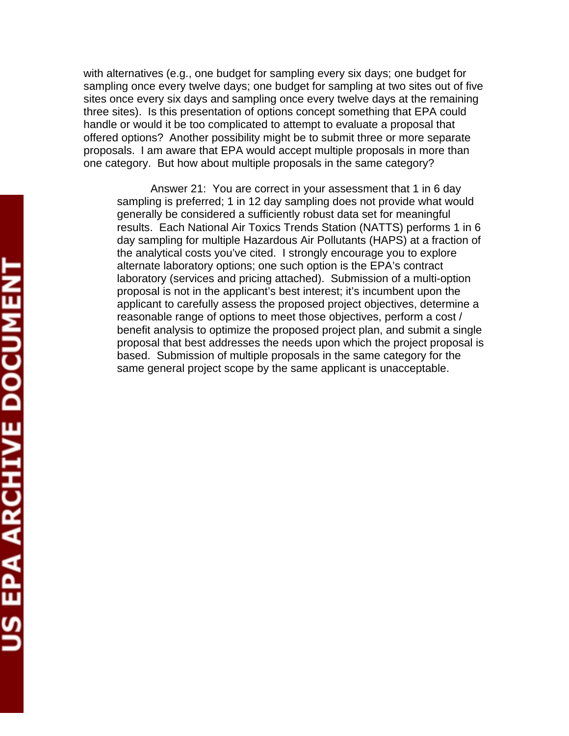with alternatives (e.g., one budget for sampling every six days; one budget for sampling once every twelve days; one budget for sampling at two sites out of five sites once every six days and sampling once every twelve days at the remaining three sites). Is this presentation of options concept something that EPA could handle or would it be too complicated to attempt to evaluate a proposal that offered options? Another possibility might be to submit three or more separate proposals. I am aware that EPA would accept multiple proposals in more than one category. But how about multiple proposals in the same category?

> Answer 21: You are correct in your assessment that 1 in 6 day sampling is preferred; 1 in 12 day sampling does not provide what would generally be considered a sufficiently robust data set for meaningful results. Each National Air Toxics Trends Station (NATTS) performs 1 in 6 day sampling for multiple Hazardous Air Pollutants (HAPS) at a fraction of the analytical costs you've cited. I strongly encourage you to explore alternate laboratory options; one such option is the EPA's contract laboratory (services and pricing attached). Submission of a multi-option proposal is not in the applicant's best interest; it's incumbent upon the applicant to carefully assess the proposed project objectives, determine a reasonable range of options to meet those objectives, perform a cost / benefit analysis to optimize the proposed project plan, and submit a single proposal that best addresses the needs upon which the project proposal is based. Submission of multiple proposals in the same category for the same general project scope by the same applicant is unacceptable.